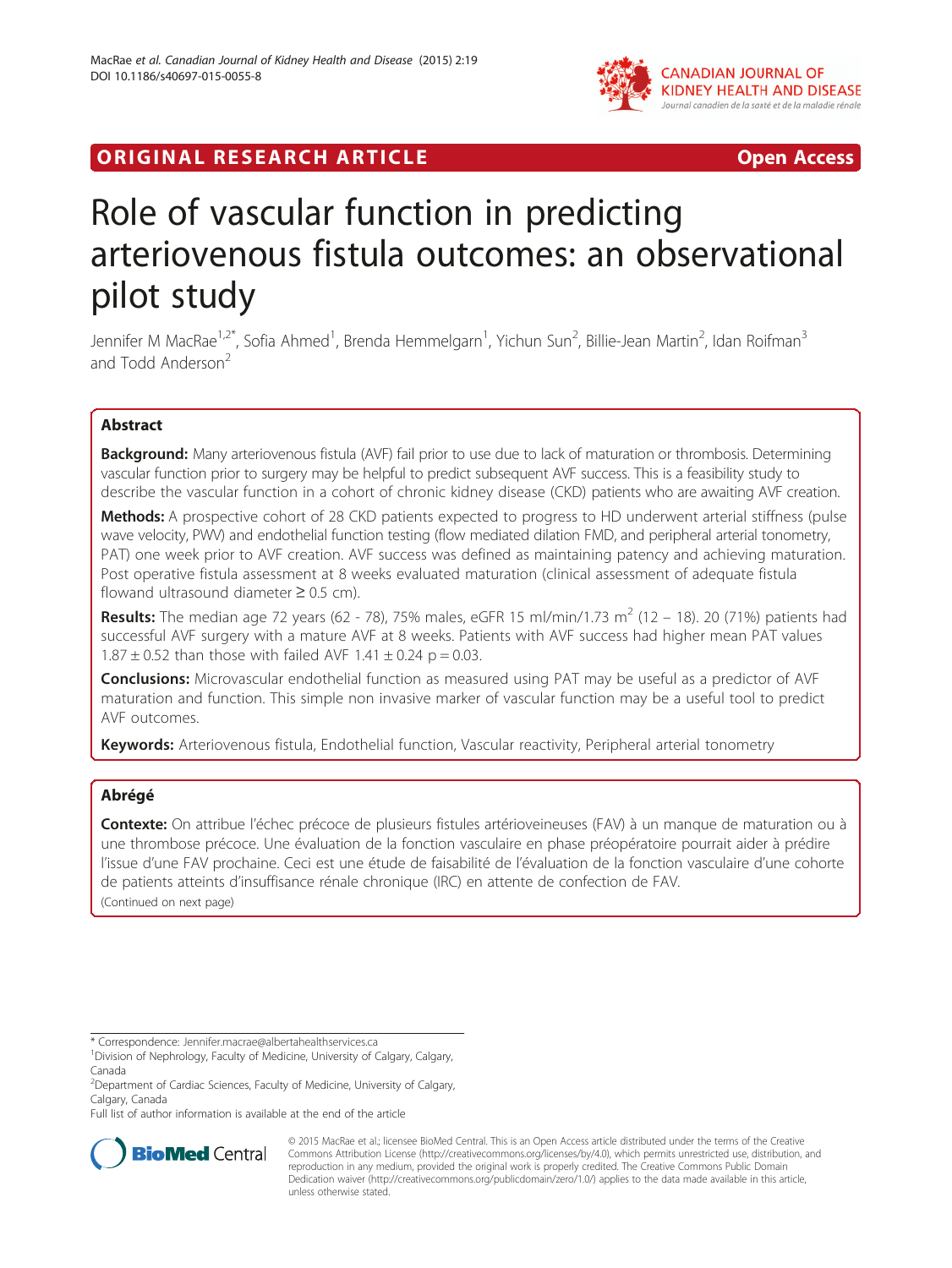ORIGINAL RESEARCH ARTICLE

Open Access

# Role of vascular function in predicting arteriovenous fistula outcomes: an observational pilot study

Jennifer M MacRae[1,2*], Sofia Ahmed[1], Brenda Hemmelgarn[1], Yichun Sun[2], Billie-Jean Martin[2], Idan Roifman[3] and Todd Anderson[2]

## Abstract

**Background:** Many arteriovenous fistula (AVF) fail prior to use due to lack of maturation or thrombosis. Determining vascular function prior to surgery may be helpful to predict subsequent AVF success. This is a feasibility study to describe the vascular function in a cohort of chronic kidney disease (CKD) patients who are awaiting AVF creation.

**Methods:** A prospective cohort of 28 CKD patients expected to progress to HD underwent arterial stiffness (pulse wave velocity, PWV) and endothelial function testing (flow mediated dilation FMD, and peripheral arterial tonometry, PAT) one week prior to AVF creation. AVF success was defined as maintaining patency and achieving maturation. Post operative fistula assessment at 8 weeks evaluated maturation (clinical assessment of adequate fistula flowand ultrasound diameter ≥ 0.5 cm).

**Results:** The median age 72 years (62 - 78), 75% males, eGFR 15 ml/min/1.73 m$^2$ (12 – 18). 20 (71%) patients had successful AVF surgery with a mature AVF at 8 weeks. Patients with AVF success had higher mean PAT values 1.87 ± 0.52 than those with failed AVF 1.41 ± 0.24 p = 0.03.

**Conclusions:** Microvascular endothelial function as measured using PAT may be useful as a predictor of AVF maturation and function. This simple non invasive marker of vascular function may be a useful tool to predict AVF outcomes.

**Keywords:** Arteriovenous fistula, Endothelial function, Vascular reactivity, Peripheral arterial tonometry

## Abrégé

**Contexte:** On attribue l'échec précoce de plusieurs fistules artérioveineuses (FAV) à un manque de maturation ou à une thrombose précoce. Une évaluation de la fonction vasculaire en phase préopératoire pourrait aider à prédire l'issue d'une FAV prochaine. Ceci est une étude de faisabilité de l'évaluation de la fonction vasculaire d'une cohorte de patients atteints d'insuffisance rénale chronique (IRC) en attente de confection de FAV.

(Continued on next page)

* Correspondence: Jennifer.macrae@albertahealthservices.ca
[1]Division of Nephrology, Faculty of Medicine, University of Calgary, Calgary, Canada
[2]Department of Cardiac Sciences, Faculty of Medicine, University of Calgary, Calgary, Canada
Full list of author information is available at the end of the article

© 2015 MacRae et al.; licensee BioMed Central. This is an Open Access article distributed under the terms of the Creative Commons Attribution License (http://creativecommons.org/licenses/by/4.0), which permits unrestricted use, distribution, and reproduction in any medium, provided the original work is properly credited. The Creative Commons Public Domain Dedication waiver (http://creativecommons.org/publicdomain/zero/1.0/) applies to the data made available in this article, unless otherwise stated.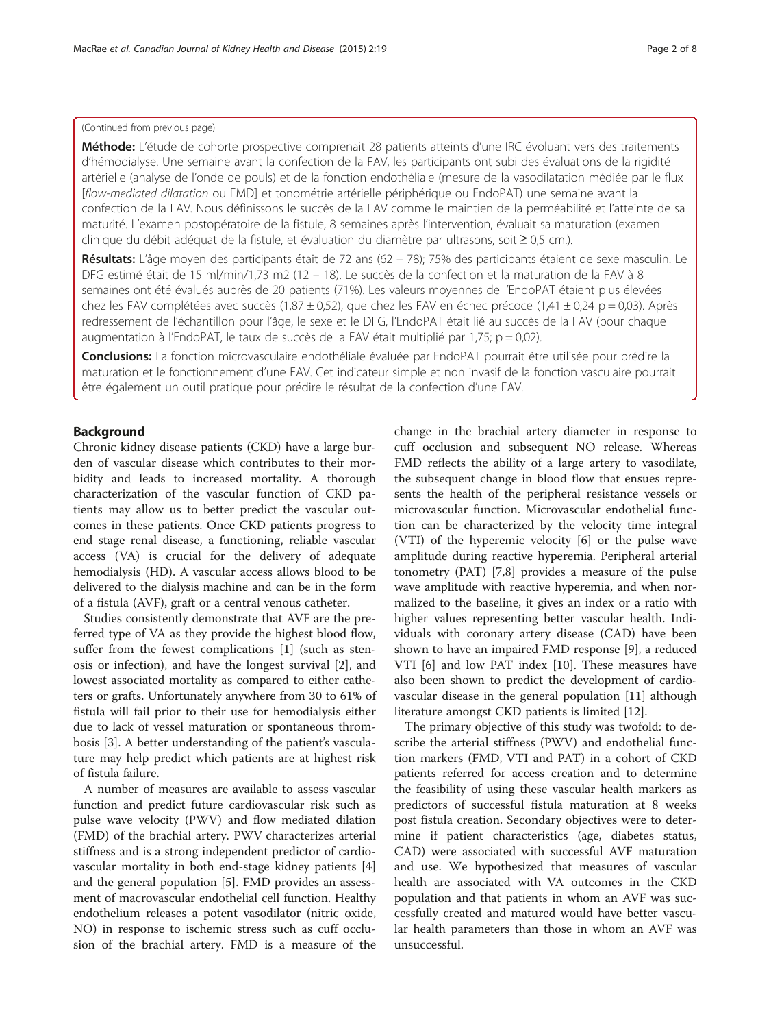(Continued from previous page)

**Méthode:** L'étude de cohorte prospective comprenait 28 patients atteints d'une IRC évoluant vers des traitements d'hémodialyse. Une semaine avant la confection de la FAV, les participants ont subi des évaluations de la rigidité artérielle (analyse de l'onde de pouls) et de la fonction endothéliale (mesure de la vasodilatation médiée par le flux [*flow-mediated dilatation* ou FMD] et tonométrie artérielle périphérique ou EndoPAT) une semaine avant la confection de la FAV. Nous définissons le succès de la FAV comme le maintien de la perméabilité et l'atteinte de sa maturité. L'examen postopératoire de la fistule, 8 semaines après l'intervention, évaluait sa maturation (examen clinique du débit adéquat de la fistule, et évaluation du diamètre par ultrasons, soit ≥ 0,5 cm.).

**Résultats:** L'âge moyen des participants était de 72 ans (62 – 78); 75% des participants étaient de sexe masculin. Le DFG estimé était de 15 ml/min/1,73 m2 (12 – 18). Le succès de la confection et la maturation de la FAV à 8 semaines ont été évalués auprès de 20 patients (71%). Les valeurs moyennes de l'EndoPAT étaient plus élevées chez les FAV complétées avec succès (1,87 ± 0,52), que chez les FAV en échec précoce (1,41 ± 0,24 p = 0,03). Après redressement de l'échantillon pour l'âge, le sexe et le DFG, l'EndoPAT était lié au succès de la FAV (pour chaque augmentation à l'EndoPAT, le taux de succès de la FAV était multiplié par 1,75; p = 0,02).

**Conclusions:** La fonction microvasculaire endothéliale évaluée par EndoPAT pourrait être utilisée pour prédire la maturation et le fonctionnement d'une FAV. Cet indicateur simple et non invasif de la fonction vasculaire pourrait être également un outil pratique pour prédire le résultat de la confection d'une FAV.

## Background

Chronic kidney disease patients (CKD) have a large burden of vascular disease which contributes to their morbidity and leads to increased mortality. A thorough characterization of the vascular function of CKD patients may allow us to better predict the vascular outcomes in these patients. Once CKD patients progress to end stage renal disease, a functioning, reliable vascular access (VA) is crucial for the delivery of adequate hemodialysis (HD). A vascular access allows blood to be delivered to the dialysis machine and can be in the form of a fistula (AVF), graft or a central venous catheter.

Studies consistently demonstrate that AVF are the preferred type of VA as they provide the highest blood flow, suffer from the fewest complications [1] (such as stenosis or infection), and have the longest survival [2], and lowest associated mortality as compared to either catheters or grafts. Unfortunately anywhere from 30 to 61% of fistula will fail prior to their use for hemodialysis either due to lack of vessel maturation or spontaneous thrombosis [3]. A better understanding of the patient's vasculature may help predict which patients are at highest risk of fistula failure.

A number of measures are available to assess vascular function and predict future cardiovascular risk such as pulse wave velocity (PWV) and flow mediated dilation (FMD) of the brachial artery. PWV characterizes arterial stiffness and is a strong independent predictor of cardiovascular mortality in both end-stage kidney patients [4] and the general population [5]. FMD provides an assessment of macrovascular endothelial cell function. Healthy endothelium releases a potent vasodilator (nitric oxide, NO) in response to ischemic stress such as cuff occlusion of the brachial artery. FMD is a measure of the change in the brachial artery diameter in response to cuff occlusion and subsequent NO release. Whereas FMD reflects the ability of a large artery to vasodilate, the subsequent change in blood flow that ensues represents the health of the peripheral resistance vessels or microvascular function. Microvascular endothelial function can be characterized by the velocity time integral (VTI) of the hyperemic velocity [6] or the pulse wave amplitude during reactive hyperemia. Peripheral arterial tonometry (PAT) [7,8] provides a measure of the pulse wave amplitude with reactive hyperemia, and when normalized to the baseline, it gives an index or a ratio with higher values representing better vascular health. Individuals with coronary artery disease (CAD) have been shown to have an impaired FMD response [9], a reduced VTI [6] and low PAT index [10]. These measures have also been shown to predict the development of cardiovascular disease in the general population [11] although literature amongst CKD patients is limited [12].

The primary objective of this study was twofold: to describe the arterial stiffness (PWV) and endothelial function markers (FMD, VTI and PAT) in a cohort of CKD patients referred for access creation and to determine the feasibility of using these vascular health markers as predictors of successful fistula maturation at 8 weeks post fistula creation. Secondary objectives were to determine if patient characteristics (age, diabetes status, CAD) were associated with successful AVF maturation and use. We hypothesized that measures of vascular health are associated with VA outcomes in the CKD population and that patients in whom an AVF was successfully created and matured would have better vascular health parameters than those in whom an AVF was unsuccessful.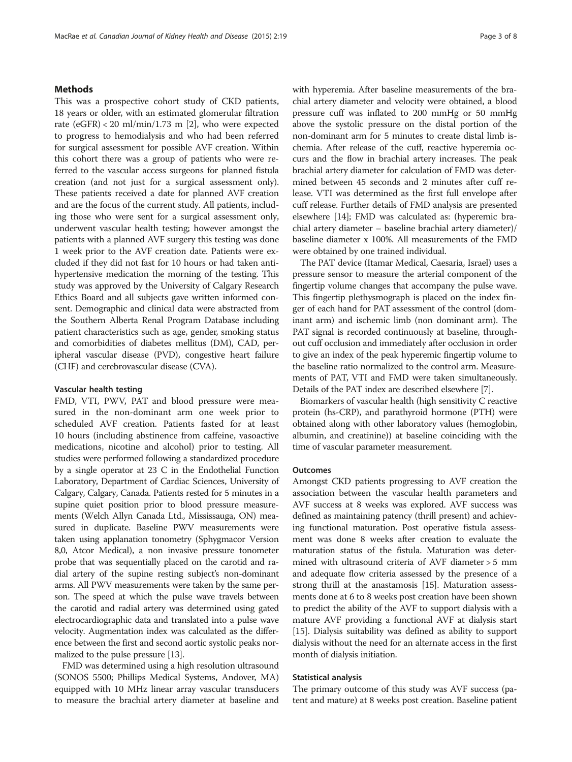## Methods

This was a prospective cohort study of CKD patients, 18 years or older, with an estimated glomerular filtration rate (eGFR) < 20 ml/min/1.73 m [2], who were expected to progress to hemodialysis and who had been referred for surgical assessment for possible AVF creation. Within this cohort there was a group of patients who were referred to the vascular access surgeons for planned fistula creation (and not just for a surgical assessment only). These patients received a date for planned AVF creation and are the focus of the current study. All patients, including those who were sent for a surgical assessment only, underwent vascular health testing; however amongst the patients with a planned AVF surgery this testing was done 1 week prior to the AVF creation date. Patients were excluded if they did not fast for 10 hours or had taken antihypertensive medication the morning of the testing. This study was approved by the University of Calgary Research Ethics Board and all subjects gave written informed consent. Demographic and clinical data were abstracted from the Southern Alberta Renal Program Database including patient characteristics such as age, gender, smoking status and comorbidities of diabetes mellitus (DM), CAD, peripheral vascular disease (PVD), congestive heart failure (CHF) and cerebrovascular disease (CVA).

### Vascular health testing

FMD, VTI, PWV, PAT and blood pressure were measured in the non-dominant arm one week prior to scheduled AVF creation. Patients fasted for at least 10 hours (including abstinence from caffeine, vasoactive medications, nicotine and alcohol) prior to testing. All studies were performed following a standardized procedure by a single operator at 23 C in the Endothelial Function Laboratory, Department of Cardiac Sciences, University of Calgary, Calgary, Canada. Patients rested for 5 minutes in a supine quiet position prior to blood pressure measurements (Welch Allyn Canada Ltd., Mississauga, ON) measured in duplicate. Baseline PWV measurements were taken using applanation tonometry (Sphygmacor Version 8,0, Atcor Medical), a non invasive pressure tonometer probe that was sequentially placed on the carotid and radial artery of the supine resting subject's non-dominant arms. All PWV measurements were taken by the same person. The speed at which the pulse wave travels between the carotid and radial artery was determined using gated electrocardiographic data and translated into a pulse wave velocity. Augmentation index was calculated as the difference between the first and second aortic systolic peaks normalized to the pulse pressure [13].

FMD was determined using a high resolution ultrasound (SONOS 5500; Phillips Medical Systems, Andover, MA) equipped with 10 MHz linear array vascular transducers to measure the brachial artery diameter at baseline and with hyperemia. After baseline measurements of the brachial artery diameter and velocity were obtained, a blood pressure cuff was inflated to 200 mmHg or 50 mmHg above the systolic pressure on the distal portion of the non-dominant arm for 5 minutes to create distal limb ischemia. After release of the cuff, reactive hyperemia occurs and the flow in brachial artery increases. The peak brachial artery diameter for calculation of FMD was determined between 45 seconds and 2 minutes after cuff release. VTI was determined as the first full envelope after cuff release. Further details of FMD analysis are presented elsewhere [14]; FMD was calculated as: (hyperemic brachial artery diameter – baseline brachial artery diameter)/ baseline diameter x 100%. All measurements of the FMD were obtained by one trained individual.

The PAT device (Itamar Medical, Caesaria, Israel) uses a pressure sensor to measure the arterial component of the fingertip volume changes that accompany the pulse wave. This fingertip plethysmograph is placed on the index finger of each hand for PAT assessment of the control (dominant arm) and ischemic limb (non dominant arm). The PAT signal is recorded continuously at baseline, throughout cuff occlusion and immediately after occlusion in order to give an index of the peak hyperemic fingertip volume to the baseline ratio normalized to the control arm. Measurements of PAT, VTI and FMD were taken simultaneously. Details of the PAT index are described elsewhere [7].

Biomarkers of vascular health (high sensitivity C reactive protein (hs-CRP), and parathyroid hormone (PTH) were obtained along with other laboratory values (hemoglobin, albumin, and creatinine)) at baseline coinciding with the time of vascular parameter measurement.

### Outcomes

Amongst CKD patients progressing to AVF creation the association between the vascular health parameters and AVF success at 8 weeks was explored. AVF success was defined as maintaining patency (thrill present) and achieving functional maturation. Post operative fistula assessment was done 8 weeks after creation to evaluate the maturation status of the fistula. Maturation was determined with ultrasound criteria of AVF diameter > 5 mm and adequate flow criteria assessed by the presence of a strong thrill at the anastamosis [15]. Maturation assessments done at 6 to 8 weeks post creation have been shown to predict the ability of the AVF to support dialysis with a mature AVF providing a functional AVF at dialysis start [15]. Dialysis suitability was defined as ability to support dialysis without the need for an alternate access in the first month of dialysis initiation.

### Statistical analysis

The primary outcome of this study was AVF success (patent and mature) at 8 weeks post creation. Baseline patient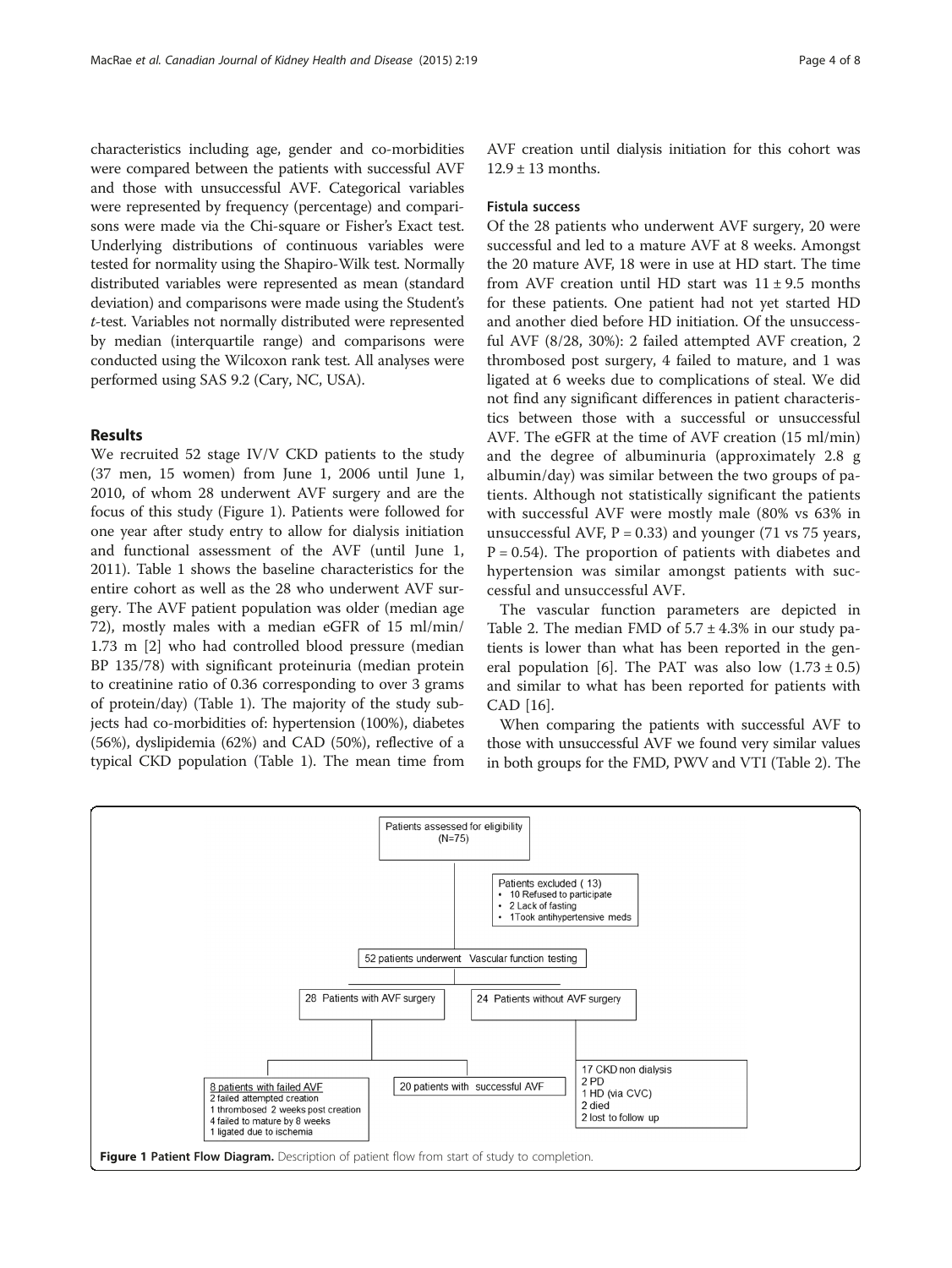characteristics including age, gender and co-morbidities were compared between the patients with successful AVF and those with unsuccessful AVF. Categorical variables were represented by frequency (percentage) and comparisons were made via the Chi-square or Fisher's Exact test. Underlying distributions of continuous variables were tested for normality using the Shapiro-Wilk test. Normally distributed variables were represented as mean (standard deviation) and comparisons were made using the Student's *t*-test. Variables not normally distributed were represented by median (interquartile range) and comparisons were conducted using the Wilcoxon rank test. All analyses were performed using SAS 9.2 (Cary, NC, USA).

## Results

We recruited 52 stage IV/V CKD patients to the study (37 men, 15 women) from June 1, 2006 until June 1, 2010, of whom 28 underwent AVF surgery and are the focus of this study (Figure 1). Patients were followed for one year after study entry to allow for dialysis initiation and functional assessment of the AVF (until June 1, 2011). Table 1 shows the baseline characteristics for the entire cohort as well as the 28 who underwent AVF surgery. The AVF patient population was older (median age 72), mostly males with a median eGFR of 15 ml/min/ 1.73 m [2] who had controlled blood pressure (median BP 135/78) with significant proteinuria (median protein to creatinine ratio of 0.36 corresponding to over 3 grams of protein/day) (Table 1). The majority of the study subjects had co-morbidities of: hypertension (100%), diabetes (56%), dyslipidemia (62%) and CAD (50%), reflective of a typical CKD population (Table 1). The mean time from AVF creation until dialysis initiation for this cohort was 12.9 ± 13 months.

### Fistula success

Of the 28 patients who underwent AVF surgery, 20 were successful and led to a mature AVF at 8 weeks. Amongst the 20 mature AVF, 18 were in use at HD start. The time from AVF creation until HD start was 11 ± 9.5 months for these patients. One patient had not yet started HD and another died before HD initiation. Of the unsuccessful AVF (8/28, 30%): 2 failed attempted AVF creation, 2 thrombosed post surgery, 4 failed to mature, and 1 was ligated at 6 weeks due to complications of steal. We did not find any significant differences in patient characteristics between those with a successful or unsuccessful AVF. The eGFR at the time of AVF creation (15 ml/min) and the degree of albuminuria (approximately 2.8 g albumin/day) was similar between the two groups of patients. Although not statistically significant the patients with successful AVF were mostly male (80% vs 63% in unsuccessful AVF, P = 0.33) and younger (71 vs 75 years, P = 0.54). The proportion of patients with diabetes and hypertension was similar amongst patients with successful and unsuccessful AVF.

The vascular function parameters are depicted in Table 2. The median FMD of 5.7 ± 4.3% in our study patients is lower than what has been reported in the general population [6]. The PAT was also low (1.73 ± 0.5) and similar to what has been reported for patients with CAD [16].

When comparing the patients with successful AVF to those with unsuccessful AVF we found very similar values in both groups for the FMD, PWV and VTI (Table 2). The

Patients assessed for eligibility (N=75)

Patients excluded ( 13)
- 10 Refused to participate
- 2 Lack of fasting
- 1Took antihypertensive meds

52 patients underwent Vascular function testing

28 Patients with AVF surgery

24 Patients without AVF surgery

8 patients with failed AVF
2 failed attempted creation
1 thrombosed 2 weeks post creation
4 failed to mature by 8 weeks
1 ligated due to ischemia

20 patients with successful AVF

17 CKD non dialysis
2 PD
1 HD (via CVC)
2 died
2 lost to follow up

**Figure 1 Patient Flow Diagram.** Description of patient flow from start of study to completion.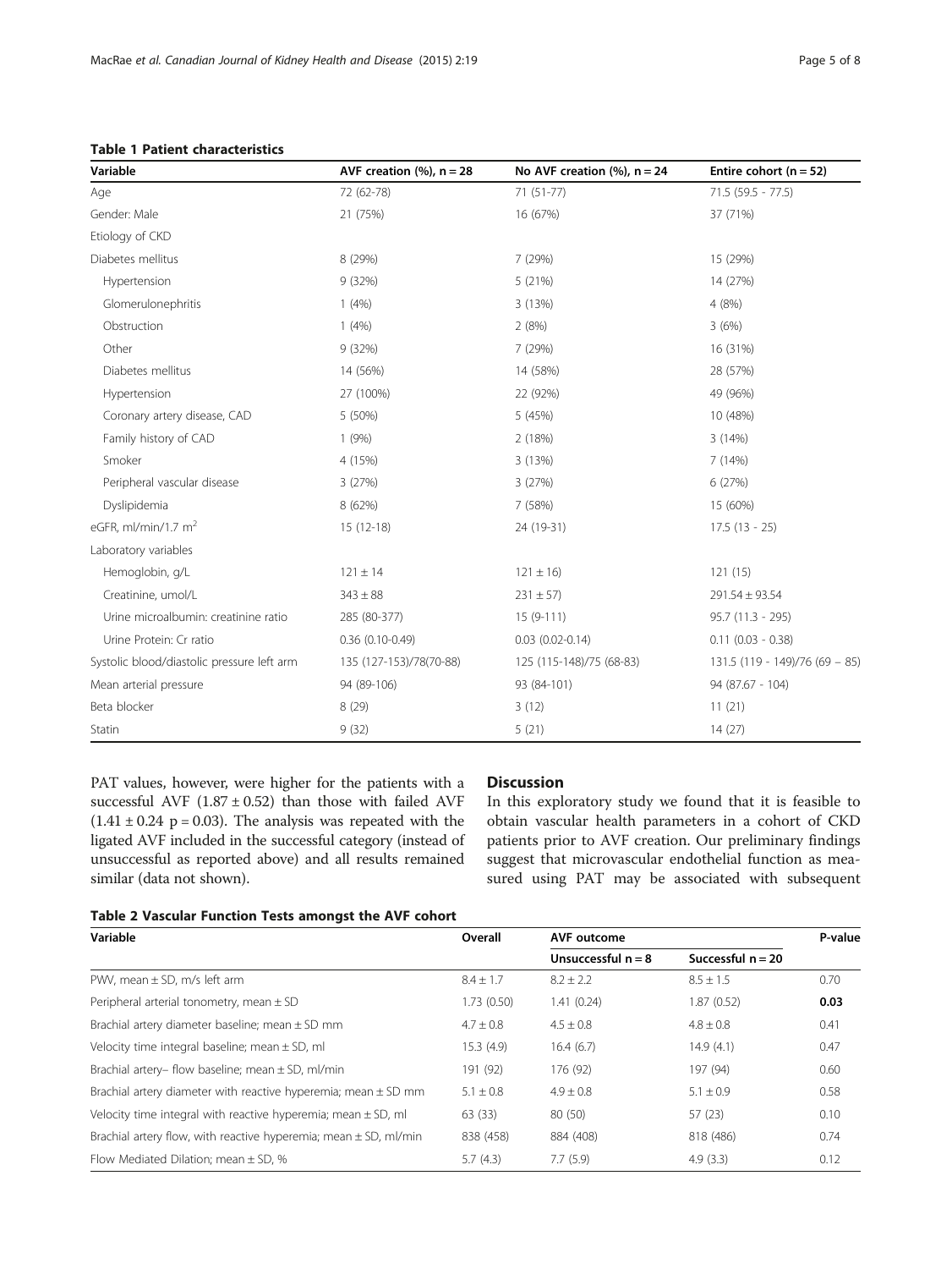**Table 1 Patient characteristics**

| Variable | AVF creation (%), n = 28 | No AVF creation (%), n = 24 | Entire cohort (n = 52) |
|---|---|---|---|
| Age | 72 (62-78) | 71 (51-77) | 71.5 (59.5 - 77.5) |
| Gender: Male | 21 (75%) | 16 (67%) | 37 (71%) |
| Etiology of CKD | | | |
| Diabetes mellitus | 8 (29%) | 7 (29%) | 15 (29%) |
| Hypertension | 9 (32%) | 5 (21%) | 14 (27%) |
| Glomerulonephritis | 1 (4%) | 3 (13%) | 4 (8%) |
| Obstruction | 1 (4%) | 2 (8%) | 3 (6%) |
| Other | 9 (32%) | 7 (29%) | 16 (31%) |
| Diabetes mellitus | 14 (56%) | 14 (58%) | 28 (57%) |
| Hypertension | 27 (100%) | 22 (92%) | 49 (96%) |
| Coronary artery disease, CAD | 5 (50%) | 5 (45%) | 10 (48%) |
| Family history of CAD | 1 (9%) | 2 (18%) | 3 (14%) |
| Smoker | 4 (15%) | 3 (13%) | 7 (14%) |
| Peripheral vascular disease | 3 (27%) | 3 (27%) | 6 (27%) |
| Dyslipidemia | 8 (62%) | 7 (58%) | 15 (60%) |
| eGFR, ml/min/1.7 $m^2$ | 15 (12-18) | 24 (19-31) | 17.5 (13 - 25) |
| Laboratory variables | | | |
| Hemoglobin, g/L | 121 ± 14 | 121 ± 16) | 121 (15) |
| Creatinine, umol/L | 343 ± 88 | 231 ± 57) | 291.54 ± 93.54 |
| Urine microalbumin: creatinine ratio | 285 (80-377) | 15 (9-111) | 95.7 (11.3 - 295) |
| Urine Protein: Cr ratio | 0.36 (0.10-0.49) | 0.03 (0.02-0.14) | 0.11 (0.03 - 0.38) |
| Systolic blood/diastolic pressure left arm | 135 (127-153)/78(70-88) | 125 (115-148)/75 (68-83) | 131.5 (119 - 149)/76 (69 – 85) |
| Mean arterial pressure | 94 (89-106) | 93 (84-101) | 94 (87.67 - 104) |
| Beta blocker | 8 (29) | 3 (12) | 11 (21) |
| Statin | 9 (32) | 5 (21) | 14 (27) |

PAT values, however, were higher for the patients with a successful AVF (1.87 ± 0.52) than those with failed AVF (1.41 ± 0.24 p = 0.03). The analysis was repeated with the ligated AVF included in the successful category (instead of unsuccessful as reported above) and all results remained similar (data not shown).

## Discussion

In this exploratory study we found that it is feasible to obtain vascular health parameters in a cohort of CKD patients prior to AVF creation. Our preliminary findings suggest that microvascular endothelial function as measured using PAT may be associated with subsequent

**Table 2 Vascular Function Tests amongst the AVF cohort**

| Variable | Overall | AVF outcome | | P-value |
|---|---|---|---|---|
| | | Unsuccessful n = 8 | Successful n = 20 | |
| PWV, mean ± SD, m/s left arm | 8.4 ± 1.7 | 8.2 ± 2.2 | 8.5 ± 1.5 | 0.70 |
| Peripheral arterial tonometry, mean ± SD | 1.73 (0.50) | 1.41 (0.24) | 1.87 (0.52) | **0.03** |
| Brachial artery diameter baseline; mean ± SD mm | 4.7 ± 0.8 | 4.5 ± 0.8 | 4.8 ± 0.8 | 0.41 |
| Velocity time integral baseline; mean ± SD, ml | 15.3 (4.9) | 16.4 (6.7) | 14.9 (4.1) | 0.47 |
| Brachial artery– flow baseline; mean ± SD, ml/min | 191 (92) | 176 (92) | 197 (94) | 0.60 |
| Brachial artery diameter with reactive hyperemia; mean ± SD mm | 5.1 ± 0.8 | 4.9 ± 0.8 | 5.1 ± 0.9 | 0.58 |
| Velocity time integral with reactive hyperemia; mean ± SD, ml | 63 (33) | 80 (50) | 57 (23) | 0.10 |
| Brachial artery flow, with reactive hyperemia; mean ± SD, ml/min | 838 (458) | 884 (408) | 818 (486) | 0.74 |
| Flow Mediated Dilation; mean ± SD, % | 5.7 (4.3) | 7.7 (5.9) | 4.9 (3.3) | 0.12 |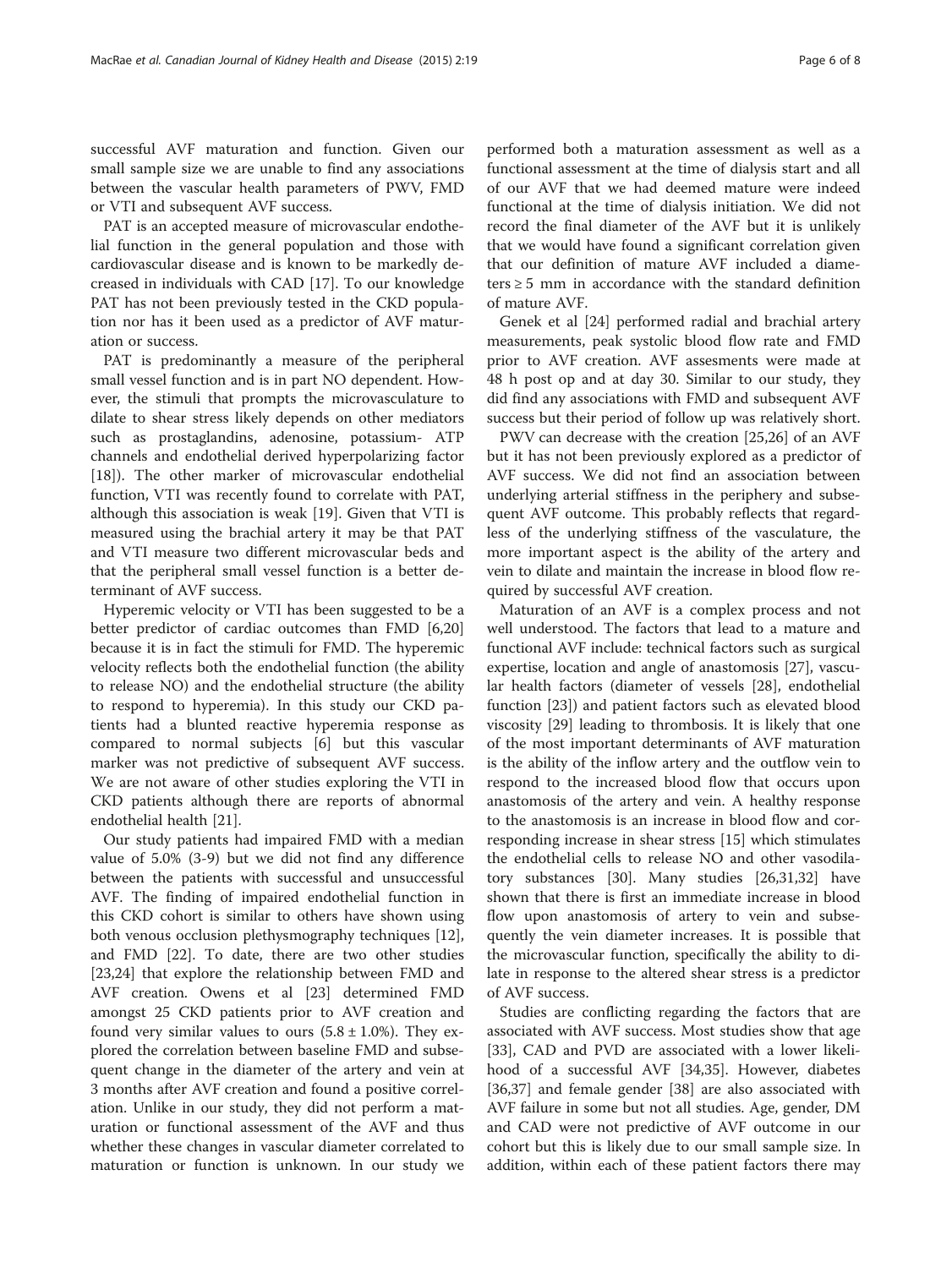successful AVF maturation and function. Given our small sample size we are unable to find any associations between the vascular health parameters of PWV, FMD or VTI and subsequent AVF success.

PAT is an accepted measure of microvascular endothelial function in the general population and those with cardiovascular disease and is known to be markedly decreased in individuals with CAD [17]. To our knowledge PAT has not been previously tested in the CKD population nor has it been used as a predictor of AVF maturation or success.

PAT is predominantly a measure of the peripheral small vessel function and is in part NO dependent. However, the stimuli that prompts the microvasculature to dilate to shear stress likely depends on other mediators such as prostaglandins, adenosine, potassium- ATP channels and endothelial derived hyperpolarizing factor [18]). The other marker of microvascular endothelial function, VTI was recently found to correlate with PAT, although this association is weak [19]. Given that VTI is measured using the brachial artery it may be that PAT and VTI measure two different microvascular beds and that the peripheral small vessel function is a better determinant of AVF success.

Hyperemic velocity or VTI has been suggested to be a better predictor of cardiac outcomes than FMD [6,20] because it is in fact the stimuli for FMD. The hyperemic velocity reflects both the endothelial function (the ability to release NO) and the endothelial structure (the ability to respond to hyperemia). In this study our CKD patients had a blunted reactive hyperemia response as compared to normal subjects [6] but this vascular marker was not predictive of subsequent AVF success. We are not aware of other studies exploring the VTI in CKD patients although there are reports of abnormal endothelial health [21].

Our study patients had impaired FMD with a median value of 5.0% (3-9) but we did not find any difference between the patients with successful and unsuccessful AVF. The finding of impaired endothelial function in this CKD cohort is similar to others have shown using both venous occlusion plethysmography techniques [12], and FMD [22]. To date, there are two other studies [23,24] that explore the relationship between FMD and AVF creation. Owens et al [23] determined FMD amongst 25 CKD patients prior to AVF creation and found very similar values to ours ($5.8 \pm 1.0$%). They explored the correlation between baseline FMD and subsequent change in the diameter of the artery and vein at 3 months after AVF creation and found a positive correlation. Unlike in our study, they did not perform a maturation or functional assessment of the AVF and thus whether these changes in vascular diameter correlated to maturation or function is unknown. In our study we performed both a maturation assessment as well as a functional assessment at the time of dialysis start and all of our AVF that we had deemed mature were indeed functional at the time of dialysis initiation. We did not record the final diameter of the AVF but it is unlikely that we would have found a significant correlation given that our definition of mature AVF included a diameters $\geq 5$ mm in accordance with the standard definition of mature AVF.

Genek et al [24] performed radial and brachial artery measurements, peak systolic blood flow rate and FMD prior to AVF creation. AVF assesments were made at 48 h post op and at day 30. Similar to our study, they did find any associations with FMD and subsequent AVF success but their period of follow up was relatively short.

PWV can decrease with the creation [25,26] of an AVF but it has not been previously explored as a predictor of AVF success. We did not find an association between underlying arterial stiffness in the periphery and subsequent AVF outcome. This probably reflects that regardless of the underlying stiffness of the vasculature, the more important aspect is the ability of the artery and vein to dilate and maintain the increase in blood flow required by successful AVF creation.

Maturation of an AVF is a complex process and not well understood. The factors that lead to a mature and functional AVF include: technical factors such as surgical expertise, location and angle of anastomosis [27], vascular health factors (diameter of vessels [28], endothelial function [23]) and patient factors such as elevated blood viscosity [29] leading to thrombosis. It is likely that one of the most important determinants of AVF maturation is the ability of the inflow artery and the outflow vein to respond to the increased blood flow that occurs upon anastomosis of the artery and vein. A healthy response to the anastomosis is an increase in blood flow and corresponding increase in shear stress [15] which stimulates the endothelial cells to release NO and other vasodilatory substances [30]. Many studies [26,31,32] have shown that there is first an immediate increase in blood flow upon anastomosis of artery to vein and subsequently the vein diameter increases. It is possible that the microvascular function, specifically the ability to dilate in response to the altered shear stress is a predictor of AVF success.

Studies are conflicting regarding the factors that are associated with AVF success. Most studies show that age [33], CAD and PVD are associated with a lower likelihood of a successful AVF [34,35]. However, diabetes [36,37] and female gender [38] are also associated with AVF failure in some but not all studies. Age, gender, DM and CAD were not predictive of AVF outcome in our cohort but this is likely due to our small sample size. In addition, within each of these patient factors there may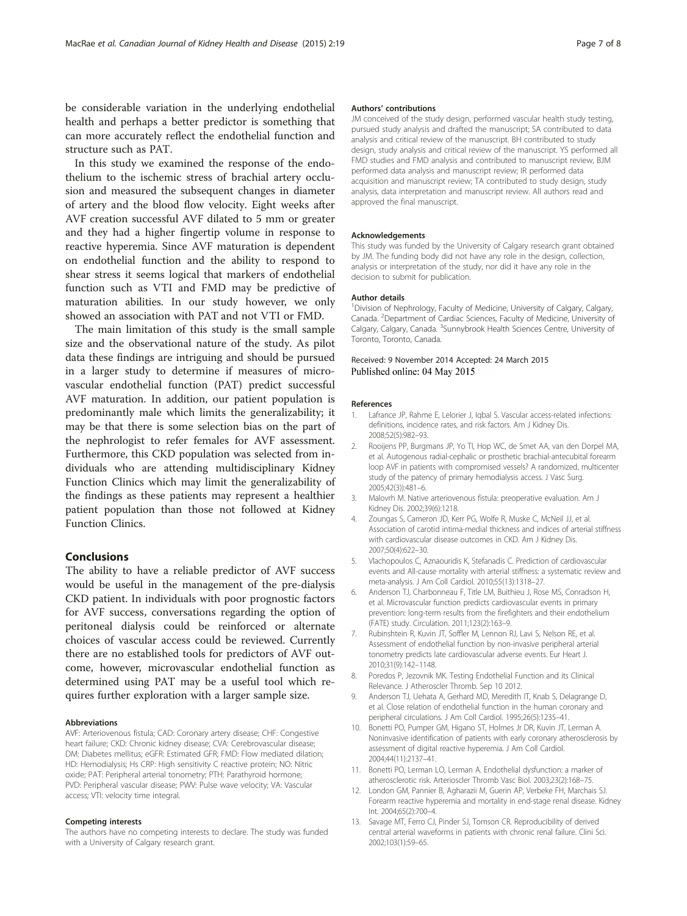be considerable variation in the underlying endothelial health and perhaps a better predictor is something that can more accurately reflect the endothelial function and structure such as PAT.

In this study we examined the response of the endothelium to the ischemic stress of brachial artery occlusion and measured the subsequent changes in diameter of artery and the blood flow velocity. Eight weeks after AVF creation successful AVF dilated to 5 mm or greater and they had a higher fingertip volume in response to reactive hyperemia. Since AVF maturation is dependent on endothelial function and the ability to respond to shear stress it seems logical that markers of endothelial function such as VTI and FMD may be predictive of maturation abilities. In our study however, we only showed an association with PAT and not VTI or FMD.

The main limitation of this study is the small sample size and the observational nature of the study. As pilot data these findings are intriguing and should be pursued in a larger study to determine if measures of microvascular endothelial function (PAT) predict successful AVF maturation. In addition, our patient population is predominantly male which limits the generalizability; it may be that there is some selection bias on the part of the nephrologist to refer females for AVF assessment. Furthermore, this CKD population was selected from individuals who are attending multidisciplinary Kidney Function Clinics which may limit the generalizability of the findings as these patients may represent a healthier patient population than those not followed at Kidney Function Clinics.

## Conclusions

The ability to have a reliable predictor of AVF success would be useful in the management of the pre-dialysis CKD patient. In individuals with poor prognostic factors for AVF success, conversations regarding the option of peritoneal dialysis could be reinforced or alternate choices of vascular access could be reviewed. Currently there are no established tools for predictors of AVF outcome, however, microvascular endothelial function as determined using PAT may be a useful tool which requires further exploration with a larger sample size.

#### Abbreviations

AVF: Arteriovenous fistula; CAD: Coronary artery disease; CHF: Congestive heart failure; CKD: Chronic kidney disease; CVA: Cerebrovascular disease; DM: Diabetes mellitus; eGFR: Estimated GFR; FMD: Flow mediated dilation; HD: Hemodialysis; Hs CRP: High sensitivity C reactive protein; NO: Nitric oxide; PAT: Peripheral arterial tonometry; PTH: Parathyroid hormone; PVD: Peripheral vascular disease; PWV: Pulse wave velocity; VA: Vascular access; VTI: velocity time integral.

#### Competing interests

The authors have no competing interests to declare. The study was funded with a University of Calgary research grant.

#### Authors' contributions

JM conceived of the study design, performed vascular health study testing, pursued study analysis and drafted the manuscript; SA contributed to data analysis and critical review of the manuscript. BH contributed to study design, study analysis and critical review of the manuscript. YS performed all FMD studies and FMD analysis and contributed to manuscript review, BJM performed data analysis and manuscript review; IR performed data acquisition and manuscript review; TA contributed to study design, study analysis, data interpretation and manuscript review. All authors read and approved the final manuscript.

#### Acknowledgements

This study was funded by the University of Calgary research grant obtained by JM. The funding body did not have any role in the design, collection, analysis or interpretation of the study, nor did it have any role in the decision to submit for publication.

#### Author details

[1]Division of Nephrology, Faculty of Medicine, University of Calgary, Calgary, Canada. [2]Department of Cardiac Sciences, Faculty of Medicine, University of Calgary, Calgary, Canada. [3]Sunnybrook Health Sciences Centre, University of Toronto, Toronto, Canada.

Received: 9 November 2014 Accepted: 24 March 2015
Published online: 04 May 2015

#### References

1. Lafrance JP, Rahme E, Lelorier J, Iqbal S. Vascular access-related infections: definitions, incidence rates, and risk factors. Am J Kidney Dis. 2008;52(5):982–93.
2. Rooijens PP, Burgmans JP, Yo TI, Hop WC, de Smet AA, van den Dorpel MA, et al. Autogenous radial-cephalic or prosthetic brachial-antecubital forearm loop AVF in patients with compromised vessels? A randomized, multicenter study of the patency of primary hemodialysis access. J Vasc Surg. 2005;42(3)):481–6.
3. Malovrh M. Native arteriovenous fistula: preoperative evaluation. Am J Kidney Dis. 2002;39(6):1218.
4. Zoungas S, Cameron JD, Kerr PG, Wolfe R, Muske C, McNeil JJ, et al. Association of carotid intima-medial thickness and indices of arterial stiffness with cardiovascular disease outcomes in CKD. Am J Kidney Dis. 2007;50(4):622–30.
5. Vlachopoulos C, Aznaouridis K, Stefanadis C. Prediction of cardiovascular events and All-cause mortality with arterial stiffness: a systematic review and meta-analysis. J Am Coll Cardiol. 2010;55(13):1318–27.
6. Anderson TJ, Charbonneau F, Title LM, Buithieu J, Rose MS, Conradson H, et al. Microvascular function predicts cardiovascular events in primary prevention: long-term results from the firefighters and their endothelium (FATE) study. Circulation. 2011;123(2):163–9.
7. Rubinshtein R, Kuvin JT, Soffler M, Lennon RJ, Lavi S, Nelson RE, et al. Assessment of endothelial function by non-invasive peripheral arterial tonometry predicts late cardiovascular adverse events. Eur Heart J. 2010;31(9):142–1148.
8. Poredos P, Jezovnik MK. Testing Endothelial Function and its Clinical Relevance. J Atheroscler Thromb. Sep 10 2012.
9. Anderson TJ, Uehata A, Gerhard MD, Meredith IT, Knab S, Delagrange D, et al. Close relation of endothelial function in the human coronary and peripheral circulations. J Am Coll Cardiol. 1995;26(5):1235–41.
10. Bonetti PO, Pumper GM, Higano ST, Holmes Jr DR, Kuvin JT, Lerman A. Noninvasive identification of patients with early coronary atherosclerosis by assessment of digital reactive hyperemia. J Am Coll Cardiol. 2004;44(11):2137–41.
11. Bonetti PO, Lerman LO, Lerman A. Endothelial dysfunction: a marker of atherosclerotic risk. Arterioscler Thromb Vasc Biol. 2003;23(2):168–75.
12. London GM, Pannier B, Agharazii M, Guerin AP, Verbeke FH, Marchais SJ. Forearm reactive hyperemia and mortality in end-stage renal disease. Kidney Int. 2004;65(2):700–4.
13. Savage MT, Ferro CJ, Pinder SJ, Tomson CR. Reproducibility of derived central arterial waveforms in patients with chronic renal failure. Clini Sci. 2002;103(1):59–65.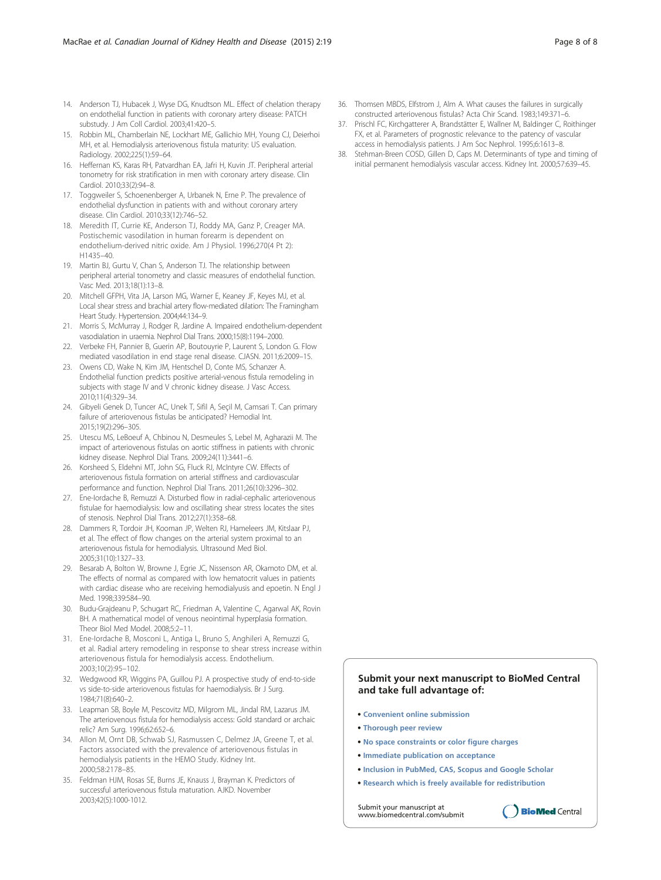14. Anderson TJ, Hubacek J, Wyse DG, Knudtson ML. Effect of chelation therapy on endothelial function in patients with coronary artery disease: PATCH substudy. J Am Coll Cardiol. 2003;41:420–5.
15. Robbin ML, Chamberlain NE, Lockhart ME, Gallichio MH, Young CJ, Deierhoi MH, et al. Hemodialysis arteriovenous fistula maturity: US evaluation. Radiology. 2002;225(1):59–64.
16. Heffernan KS, Karas RH, Patvardhan EA, Jafri H, Kuvin JT. Peripheral arterial tonometry for risk stratification in men with coronary artery disease. Clin Cardiol. 2010;33(2):94–8.
17. Toggweiler S, Schoenenberger A, Urbanek N, Erne P. The prevalence of endothelial dysfunction in patients with and without coronary artery disease. Clin Cardiol. 2010;33(12):746–52.
18. Meredith IT, Currie KE, Anderson TJ, Roddy MA, Ganz P, Creager MA. Postischemic vasodilation in human forearm is dependent on endothelium-derived nitric oxide. Am J Physiol. 1996;270(4 Pt 2): H1435–40.
19. Martin BJ, Gurtu V, Chan S, Anderson TJ. The relationship between peripheral arterial tonometry and classic measures of endothelial function. Vasc Med. 2013;18(1):13–8.
20. Mitchell GFPH, Vita JA, Larson MG, Warner E, Keaney JF, Keyes MJ, et al. Local shear stress and brachial artery flow-mediated dilation: The Framingham Heart Study. Hypertension. 2004;44:134–9.
21. Morris S, McMurray J, Rodger R, Jardine A. Impaired endothelium-dependent vasodialation in uraemia. Nephrol Dial Trans. 2000;15(8):1194–2000.
22. Verbeke FH, Pannier B, Guerin AP, Boutouyrie P, Laurent S, London G. Flow mediated vasodilation in end stage renal disease. CJASN. 2011;6:2009–15.
23. Owens CD, Wake N, Kim JM, Hentschel D, Conte MS, Schanzer A. Endothelial function predicts positive arterial-venous fistula remodeling in subjects with stage IV and V chronic kidney disease. J Vasc Access. 2010;11(4):329–34.
24. Gibyeli Genek D, Tuncer AC, Unek T, Sifil A, Seçil M, Camsari T. Can primary failure of arteriovenous fistulas be anticipated? Hemodial Int. 2015;19(2):296–305.
25. Utescu MS, LeBoeuf A, Chbinou N, Desmeules S, Lebel M, Agharazii M. The impact of arteriovenous fistulas on aortic stiffness in patients with chronic kidney disease. Nephrol Dial Trans. 2009;24(11):3441–6.
26. Korsheed S, Eldehni MT, John SG, Fluck RJ, McIntyre CW. Effects of arteriovenous fistula formation on arterial stiffness and cardiovascular performance and function. Nephrol Dial Trans. 2011;26(10):3296–302.
27. Ene-Iordache B, Remuzzi A. Disturbed flow in radial-cephalic arteriovenous fistulae for haemodialysis: low and oscillating shear stress locates the sites of stenosis. Nephrol Dial Trans. 2012;27(1):358–68.
28. Dammers R, Tordoir JH, Kooman JP, Welten RJ, Hameleers JM, Kitslaar PJ, et al. The effect of flow changes on the arterial system proximal to an arteriovenous fistula for hemodialysis. Ultrasound Med Biol. 2005;31(10):1327–33.
29. Besarab A, Bolton W, Browne J, Egrie JC, Nissenson AR, Okamoto DM, et al. The effects of normal as compared with low hematocrit values in patients with cardiac disease who are receiving hemodialyusis and epoetin. N Engl J Med. 1998;339:584–90.
30. Budu-Grajdeanu P, Schugart RC, Friedman A, Valentine C, Agarwal AK, Rovin BH. A mathematical model of venous neointimal hyperplasia formation. Theor Biol Med Model. 2008;5:2–11.
31. Ene-Iordache B, Mosconi L, Antiga L, Bruno S, Anghileri A, Remuzzi G, et al. Radial artery remodeling in response to shear stress increase within arteriovenous fistula for hemodialysis access. Endothelium. 2003;10(2):95–102.
32. Wedgwood KR, Wiggins PA, Guillou PJ. A prospective study of end-to-side vs side-to-side arteriovenous fistulas for haemodialysis. Br J Surg. 1984;71(8):640–2.
33. Leapman SB, Boyle M, Pescovitz MD, Milgrom ML, Jindal RM, Lazarus JM. The arteriovenous fistula for hemodialysis access: Gold standard or archaic relic? Am Surg. 1996;62:652–6.
34. Allon M, Ornt DB, Schwab SJ, Rasmussen C, Delmez JA, Greene T, et al. Factors associated with the prevalence of arteriovenous fistulas in hemodialysis patients in the HEMO Study. Kidney Int. 2000;58:2178–85.
35. Feldman HJM, Rosas SE, Burns JE, Knauss J, Brayman K. Predictors of successful arteriovenous fistula maturation. AJKD. November 2003;42(5):1000-1012.
36. Thomsen MBDS, Elfstrom J, Alm A. What causes the failures in surgically constructed arteriovenous fistulas? Acta Chir Scand. 1983;149:371–6.
37. Prischl FC, Kirchgatterer A, Brandstätter E, Wallner M, Baldinger C, Roithinger FX, et al. Parameters of prognostic relevance to the patency of vascular access in hemodialysis patients. J Am Soc Nephrol. 1995;6:1613–8.
38. Stehman-Breen COSD, Gillen D, Caps M. Determinants of type and timing of initial permanent hemodialysis vascular access. Kidney Int. 2000;57:639–45.

**Submit your next manuscript to BioMed Central and take full advantage of:**

- **Convenient online submission**
- **Thorough peer review**
- **No space constraints or color figure charges**
- **Immediate publication on acceptance**
- **Inclusion in PubMed, CAS, Scopus and Google Scholar**
- **Research which is freely available for redistribution**

Submit your manuscript at
www.biomedcentral.com/submit

BioMed Central